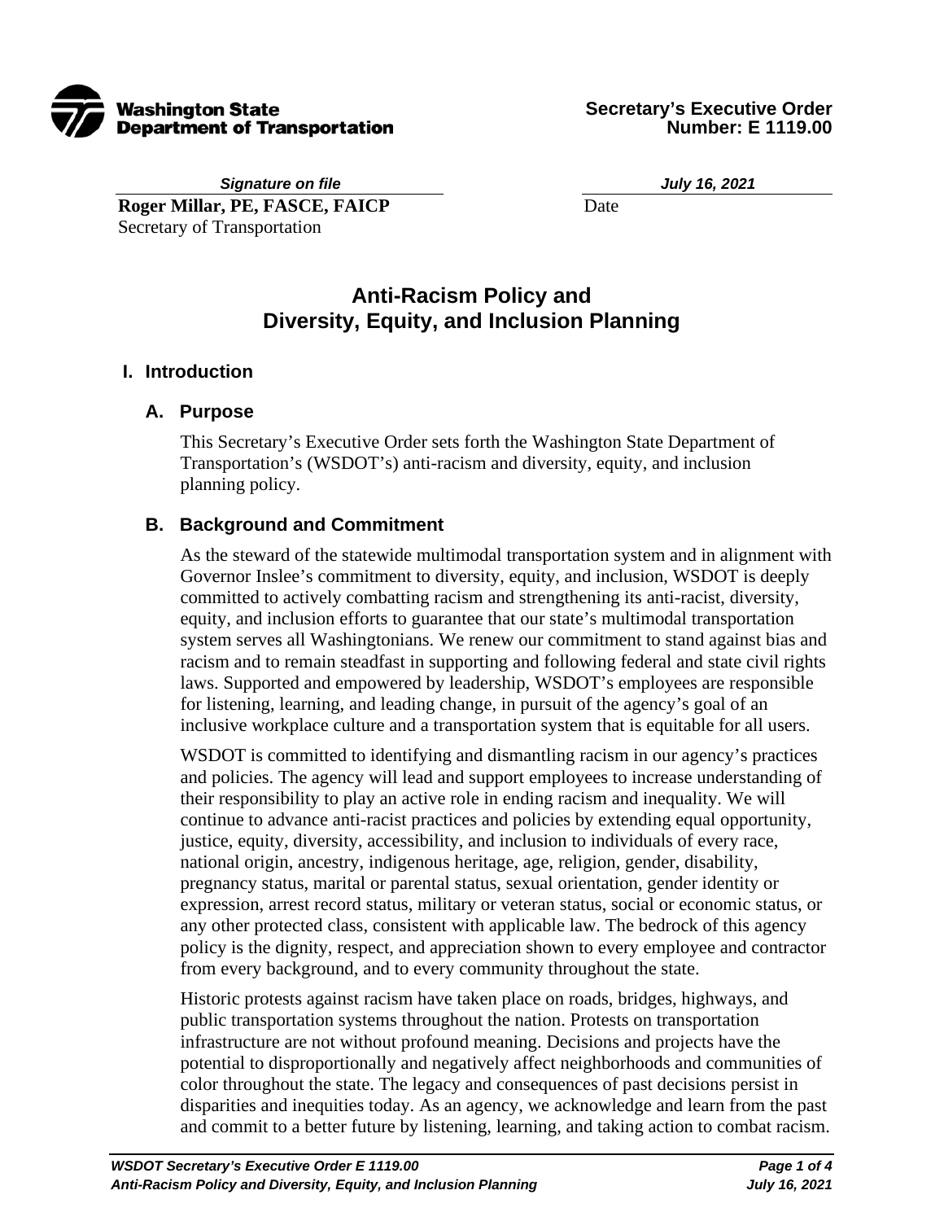**Washington State Department of Transportation**

**Secretary's Executive Order Number: E 1119.00**

*Signature on file*
**Roger Millar, PE, FASCE, FAICP**
Secretary of Transportation

*July 16, 2021*
Date

# Anti-Racism Policy and Diversity, Equity, and Inclusion Planning

## I. Introduction

### A. Purpose

This Secretary's Executive Order sets forth the Washington State Department of Transportation's (WSDOT's) anti-racism and diversity, equity, and inclusion planning policy.

### B. Background and Commitment

As the steward of the statewide multimodal transportation system and in alignment with Governor Inslee's commitment to diversity, equity, and inclusion, WSDOT is deeply committed to actively combatting racism and strengthening its anti-racist, diversity, equity, and inclusion efforts to guarantee that our state's multimodal transportation system serves all Washingtonians. We renew our commitment to stand against bias and racism and to remain steadfast in supporting and following federal and state civil rights laws. Supported and empowered by leadership, WSDOT's employees are responsible for listening, learning, and leading change, in pursuit of the agency's goal of an inclusive workplace culture and a transportation system that is equitable for all users.

WSDOT is committed to identifying and dismantling racism in our agency's practices and policies. The agency will lead and support employees to increase understanding of their responsibility to play an active role in ending racism and inequality. We will continue to advance anti-racist practices and policies by extending equal opportunity, justice, equity, diversity, accessibility, and inclusion to individuals of every race, national origin, ancestry, indigenous heritage, age, religion, gender, disability, pregnancy status, marital or parental status, sexual orientation, gender identity or expression, arrest record status, military or veteran status, social or economic status, or any other protected class, consistent with applicable law. The bedrock of this agency policy is the dignity, respect, and appreciation shown to every employee and contractor from every background, and to every community throughout the state.

Historic protests against racism have taken place on roads, bridges, highways, and public transportation systems throughout the nation. Protests on transportation infrastructure are not without profound meaning. Decisions and projects have the potential to disproportionally and negatively affect neighborhoods and communities of color throughout the state. The legacy and consequences of past decisions persist in disparities and inequities today. As an agency, we acknowledge and learn from the past and commit to a better future by listening, learning, and taking action to combat racism.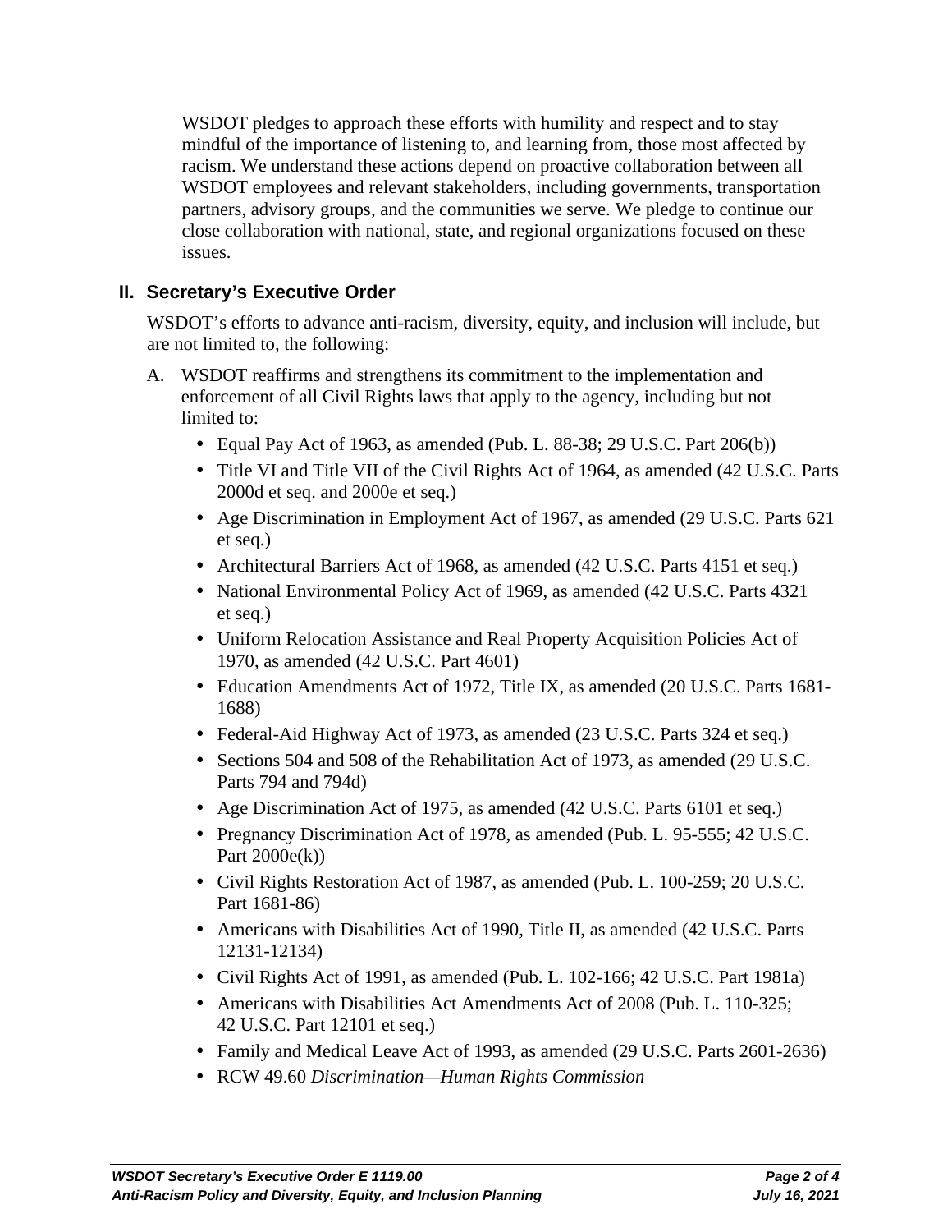WSDOT pledges to approach these efforts with humility and respect and to stay mindful of the importance of listening to, and learning from, those most affected by racism. We understand these actions depend on proactive collaboration between all WSDOT employees and relevant stakeholders, including governments, transportation partners, advisory groups, and the communities we serve. We pledge to continue our close collaboration with national, state, and regional organizations focused on these issues.

## II. Secretary's Executive Order

WSDOT's efforts to advance anti-racism, diversity, equity, and inclusion will include, but are not limited to, the following:

A. WSDOT reaffirms and strengthens its commitment to the implementation and enforcement of all Civil Rights laws that apply to the agency, including but not limited to:

- Equal Pay Act of 1963, as amended (Pub. L. 88-38; 29 U.S.C. Part 206(b))
- Title VI and Title VII of the Civil Rights Act of 1964, as amended (42 U.S.C. Parts 2000d et seq. and 2000e et seq.)
- Age Discrimination in Employment Act of 1967, as amended (29 U.S.C. Parts 621 et seq.)
- Architectural Barriers Act of 1968, as amended (42 U.S.C. Parts 4151 et seq.)
- National Environmental Policy Act of 1969, as amended (42 U.S.C. Parts 4321 et seq.)
- Uniform Relocation Assistance and Real Property Acquisition Policies Act of 1970, as amended (42 U.S.C. Part 4601)
- Education Amendments Act of 1972, Title IX, as amended (20 U.S.C. Parts 1681-1688)
- Federal-Aid Highway Act of 1973, as amended (23 U.S.C. Parts 324 et seq.)
- Sections 504 and 508 of the Rehabilitation Act of 1973, as amended (29 U.S.C. Parts 794 and 794d)
- Age Discrimination Act of 1975, as amended (42 U.S.C. Parts 6101 et seq.)
- Pregnancy Discrimination Act of 1978, as amended (Pub. L. 95-555; 42 U.S.C. Part 2000e(k))
- Civil Rights Restoration Act of 1987, as amended (Pub. L. 100-259; 20 U.S.C. Part 1681-86)
- Americans with Disabilities Act of 1990, Title II, as amended (42 U.S.C. Parts 12131-12134)
- Civil Rights Act of 1991, as amended (Pub. L. 102-166; 42 U.S.C. Part 1981a)
- Americans with Disabilities Act Amendments Act of 2008 (Pub. L. 110-325; 42 U.S.C. Part 12101 et seq.)
- Family and Medical Leave Act of 1993, as amended (29 U.S.C. Parts 2601-2636)
- RCW 49.60 *Discrimination—Human Rights Commission*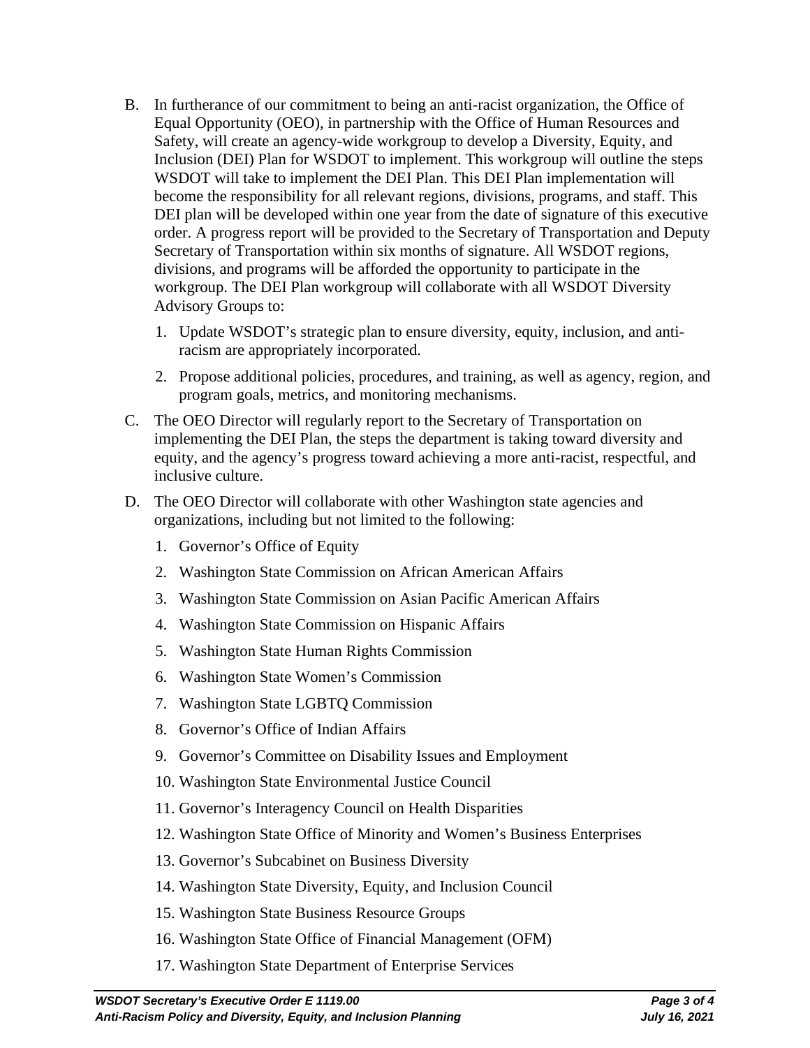B. In furtherance of our commitment to being an anti-racist organization, the Office of Equal Opportunity (OEO), in partnership with the Office of Human Resources and Safety, will create an agency-wide workgroup to develop a Diversity, Equity, and Inclusion (DEI) Plan for WSDOT to implement. This workgroup will outline the steps WSDOT will take to implement the DEI Plan. This DEI Plan implementation will become the responsibility for all relevant regions, divisions, programs, and staff. This DEI plan will be developed within one year from the date of signature of this executive order. A progress report will be provided to the Secretary of Transportation and Deputy Secretary of Transportation within six months of signature. All WSDOT regions, divisions, and programs will be afforded the opportunity to participate in the workgroup. The DEI Plan workgroup will collaborate with all WSDOT Diversity Advisory Groups to:

   1. Update WSDOT's strategic plan to ensure diversity, equity, inclusion, and anti-racism are appropriately incorporated.

   2. Propose additional policies, procedures, and training, as well as agency, region, and program goals, metrics, and monitoring mechanisms.

C. The OEO Director will regularly report to the Secretary of Transportation on implementing the DEI Plan, the steps the department is taking toward diversity and equity, and the agency's progress toward achieving a more anti-racist, respectful, and inclusive culture.

D. The OEO Director will collaborate with other Washington state agencies and organizations, including but not limited to the following:

   1. Governor's Office of Equity
   2. Washington State Commission on African American Affairs
   3. Washington State Commission on Asian Pacific American Affairs
   4. Washington State Commission on Hispanic Affairs
   5. Washington State Human Rights Commission
   6. Washington State Women's Commission
   7. Washington State LGBTQ Commission
   8. Governor's Office of Indian Affairs
   9. Governor's Committee on Disability Issues and Employment
   10. Washington State Environmental Justice Council
   11. Governor's Interagency Council on Health Disparities
   12. Washington State Office of Minority and Women's Business Enterprises
   13. Governor's Subcabinet on Business Diversity
   14. Washington State Diversity, Equity, and Inclusion Council
   15. Washington State Business Resource Groups
   16. Washington State Office of Financial Management (OFM)
   17. Washington State Department of Enterprise Services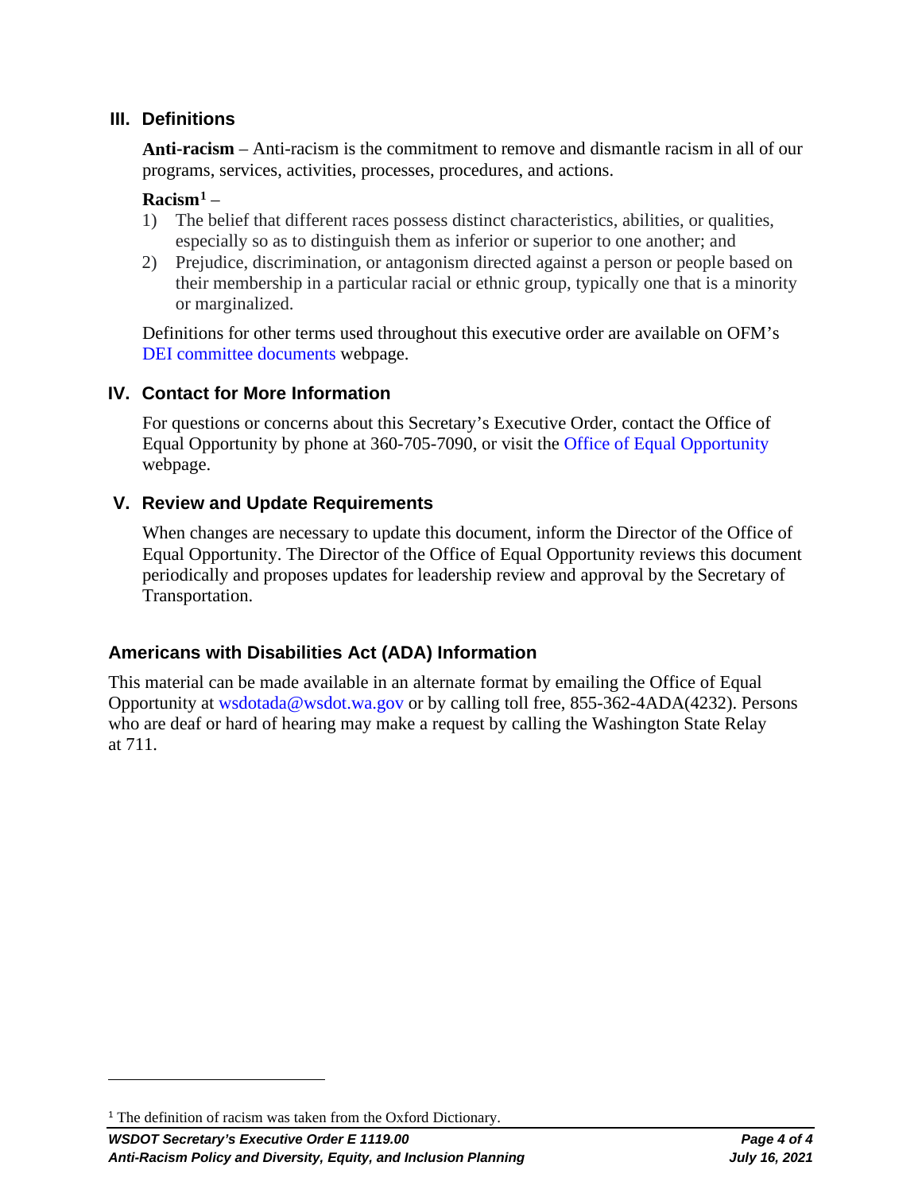## III. Definitions

**Anti-racism** – Anti-racism is the commitment to remove and dismantle racism in all of our programs, services, activities, processes, procedures, and actions.

**Racism**[1] –

1) The belief that different races possess distinct characteristics, abilities, or qualities, especially so as to distinguish them as inferior or superior to one another; and
2) Prejudice, discrimination, or antagonism directed against a person or people based on their membership in a particular racial or ethnic group, typically one that is a minority or marginalized.

Definitions for other terms used throughout this executive order are available on OFM's DEI committee documents webpage.

## IV. Contact for More Information

For questions or concerns about this Secretary's Executive Order, contact the Office of Equal Opportunity by phone at 360-705-7090, or visit the Office of Equal Opportunity webpage.

## V. Review and Update Requirements

When changes are necessary to update this document, inform the Director of the Office of Equal Opportunity. The Director of the Office of Equal Opportunity reviews this document periodically and proposes updates for leadership review and approval by the Secretary of Transportation.

## Americans with Disabilities Act (ADA) Information

This material can be made available in an alternate format by emailing the Office of Equal Opportunity at wsdotada@wsdot.wa.gov or by calling toll free, 855-362-4ADA(4232). Persons who are deaf or hard of hearing may make a request by calling the Washington State Relay at 711.

---

[1] The definition of racism was taken from the Oxford Dictionary.